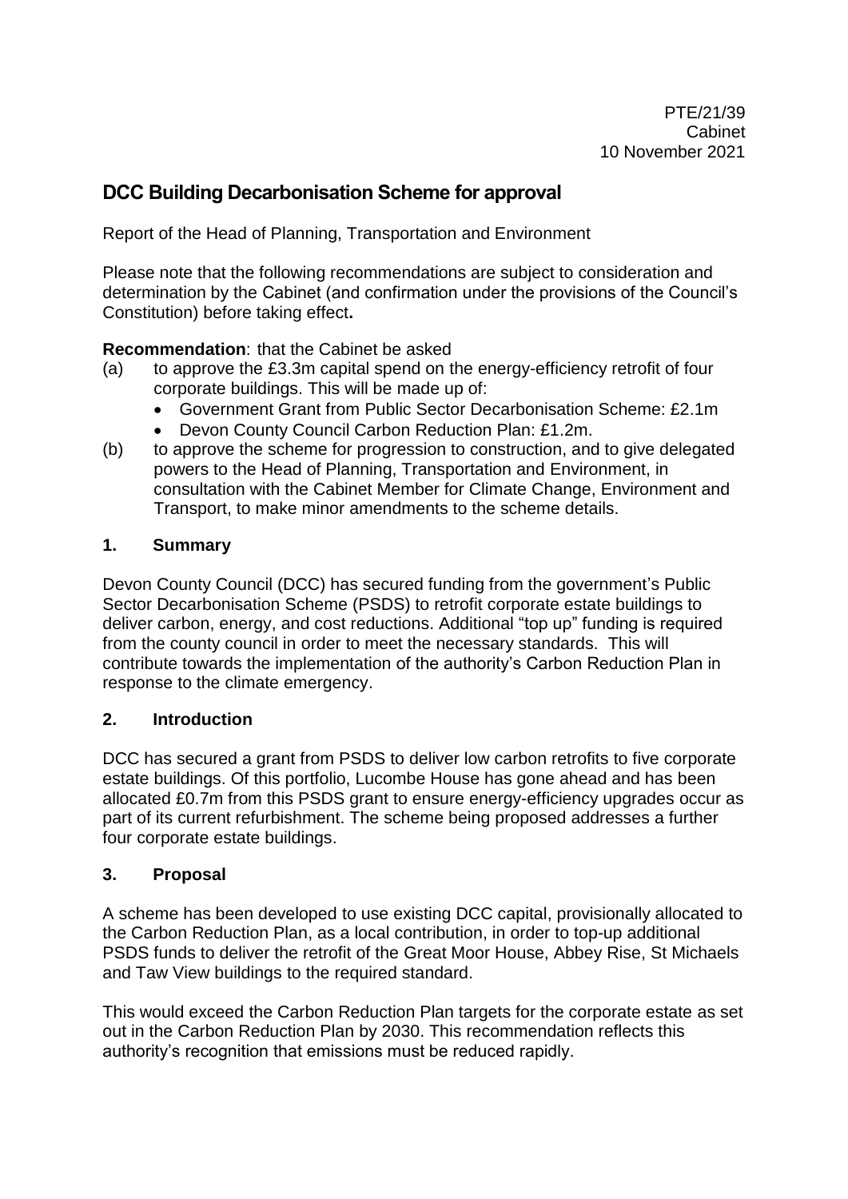PTE/21/39
Cabinet
10 November 2021

# DCC Building Decarbonisation Scheme for approval

Report of the Head of Planning, Transportation and Environment

Please note that the following recommendations are subject to consideration and determination by the Cabinet (and confirmation under the provisions of the Council's Constitution) before taking effect**.**

**Recommendation**: that the Cabinet be asked

(a) to approve the £3.3m capital spend on the energy-efficiency retrofit of four corporate buildings. This will be made up of:
   - Government Grant from Public Sector Decarbonisation Scheme: £2.1m
   - Devon County Council Carbon Reduction Plan: £1.2m.

(b) to approve the scheme for progression to construction, and to give delegated powers to the Head of Planning, Transportation and Environment, in consultation with the Cabinet Member for Climate Change, Environment and Transport, to make minor amendments to the scheme details.

## 1. Summary

Devon County Council (DCC) has secured funding from the government's Public Sector Decarbonisation Scheme (PSDS) to retrofit corporate estate buildings to deliver carbon, energy, and cost reductions. Additional "top up" funding is required from the county council in order to meet the necessary standards. This will contribute towards the implementation of the authority's Carbon Reduction Plan in response to the climate emergency.

## 2. Introduction

DCC has secured a grant from PSDS to deliver low carbon retrofits to five corporate estate buildings. Of this portfolio, Lucombe House has gone ahead and has been allocated £0.7m from this PSDS grant to ensure energy-efficiency upgrades occur as part of its current refurbishment. The scheme being proposed addresses a further four corporate estate buildings.

## 3. Proposal

A scheme has been developed to use existing DCC capital, provisionally allocated to the Carbon Reduction Plan, as a local contribution, in order to top-up additional PSDS funds to deliver the retrofit of the Great Moor House, Abbey Rise, St Michaels and Taw View buildings to the required standard.

This would exceed the Carbon Reduction Plan targets for the corporate estate as set out in the Carbon Reduction Plan by 2030. This recommendation reflects this authority's recognition that emissions must be reduced rapidly.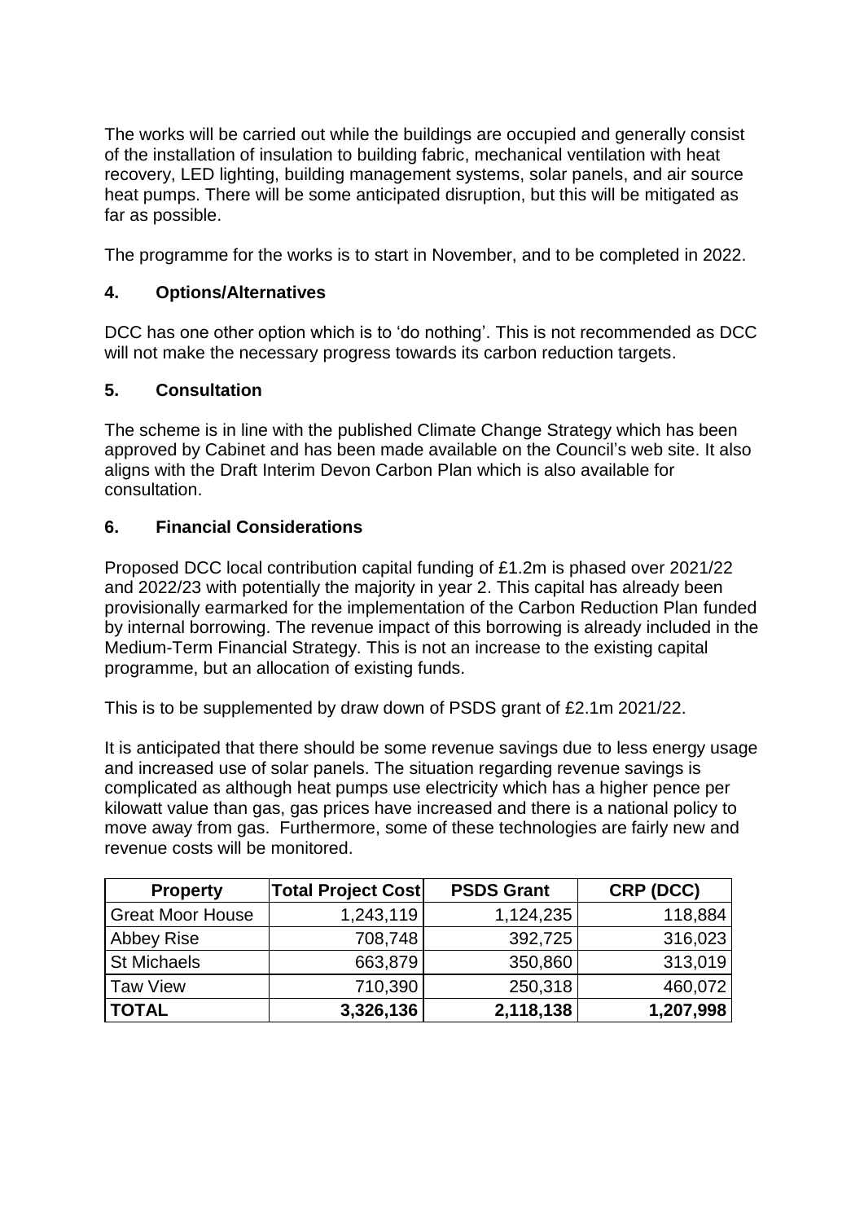The works will be carried out while the buildings are occupied and generally consist of the installation of insulation to building fabric, mechanical ventilation with heat recovery, LED lighting, building management systems, solar panels, and air source heat pumps. There will be some anticipated disruption, but this will be mitigated as far as possible.

The programme for the works is to start in November, and to be completed in 2022.

## 4. Options/Alternatives

DCC has one other option which is to 'do nothing'. This is not recommended as DCC will not make the necessary progress towards its carbon reduction targets.

## 5. Consultation

The scheme is in line with the published Climate Change Strategy which has been approved by Cabinet and has been made available on the Council's web site. It also aligns with the Draft Interim Devon Carbon Plan which is also available for consultation.

## 6. Financial Considerations

Proposed DCC local contribution capital funding of £1.2m is phased over 2021/22 and 2022/23 with potentially the majority in year 2. This capital has already been provisionally earmarked for the implementation of the Carbon Reduction Plan funded by internal borrowing. The revenue impact of this borrowing is already included in the Medium-Term Financial Strategy. This is not an increase to the existing capital programme, but an allocation of existing funds.

This is to be supplemented by draw down of PSDS grant of £2.1m 2021/22.

It is anticipated that there should be some revenue savings due to less energy usage and increased use of solar panels. The situation regarding revenue savings is complicated as although heat pumps use electricity which has a higher pence per kilowatt value than gas, gas prices have increased and there is a national policy to move away from gas. Furthermore, some of these technologies are fairly new and revenue costs will be monitored.

| Property | Total Project Cost | PSDS Grant | CRP (DCC) |
|---|---|---|---|
| Great Moor House | 1,243,119 | 1,124,235 | 118,884 |
| Abbey Rise | 708,748 | 392,725 | 316,023 |
| St Michaels | 663,879 | 350,860 | 313,019 |
| Taw View | 710,390 | 250,318 | 460,072 |
| **TOTAL** | **3,326,136** | **2,118,138** | **1,207,998** |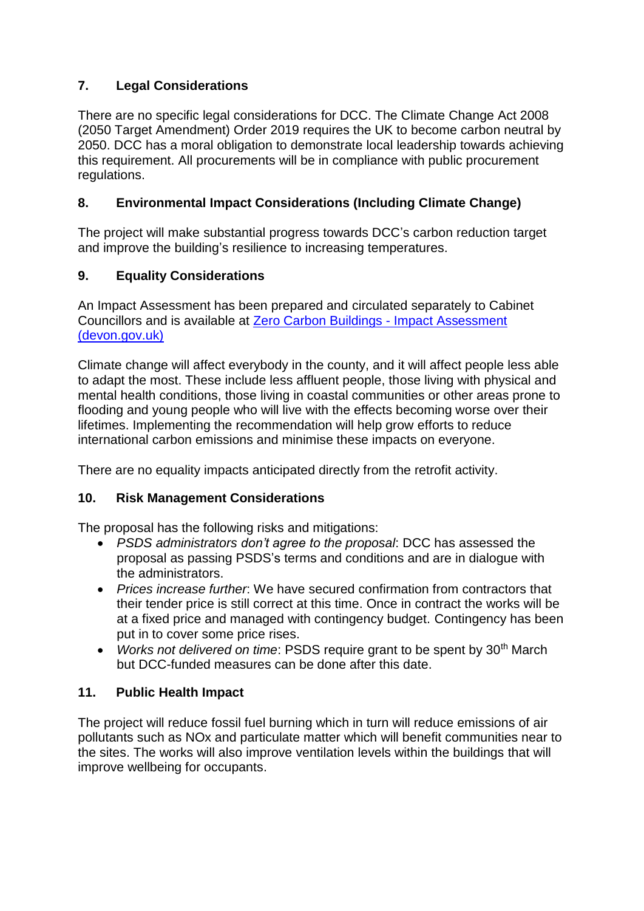## 7. Legal Considerations

There are no specific legal considerations for DCC. The Climate Change Act 2008 (2050 Target Amendment) Order 2019 requires the UK to become carbon neutral by 2050. DCC has a moral obligation to demonstrate local leadership towards achieving this requirement. All procurements will be in compliance with public procurement regulations.

## 8. Environmental Impact Considerations (Including Climate Change)

The project will make substantial progress towards DCC's carbon reduction target and improve the building's resilience to increasing temperatures.

## 9. Equality Considerations

An Impact Assessment has been prepared and circulated separately to Cabinet Councillors and is available at [Zero Carbon Buildings - Impact Assessment (devon.gov.uk)](devon.gov.uk)

Climate change will affect everybody in the county, and it will affect people less able to adapt the most. These include less affluent people, those living with physical and mental health conditions, those living in coastal communities or other areas prone to flooding and young people who will live with the effects becoming worse over their lifetimes. Implementing the recommendation will help grow efforts to reduce international carbon emissions and minimise these impacts on everyone.

There are no equality impacts anticipated directly from the retrofit activity.

## 10. Risk Management Considerations

The proposal has the following risks and mitigations:

- *PSDS administrators don't agree to the proposal*: DCC has assessed the proposal as passing PSDS's terms and conditions and are in dialogue with the administrators.
- *Prices increase further*: We have secured confirmation from contractors that their tender price is still correct at this time. Once in contract the works will be at a fixed price and managed with contingency budget. Contingency has been put in to cover some price rises.
- *Works not delivered on time*: PSDS require grant to be spent by 30th March but DCC-funded measures can be done after this date.

## 11. Public Health Impact

The project will reduce fossil fuel burning which in turn will reduce emissions of air pollutants such as $NO_x$ and particulate matter which will benefit communities near to the sites. The works will also improve ventilation levels within the buildings that will improve wellbeing for occupants.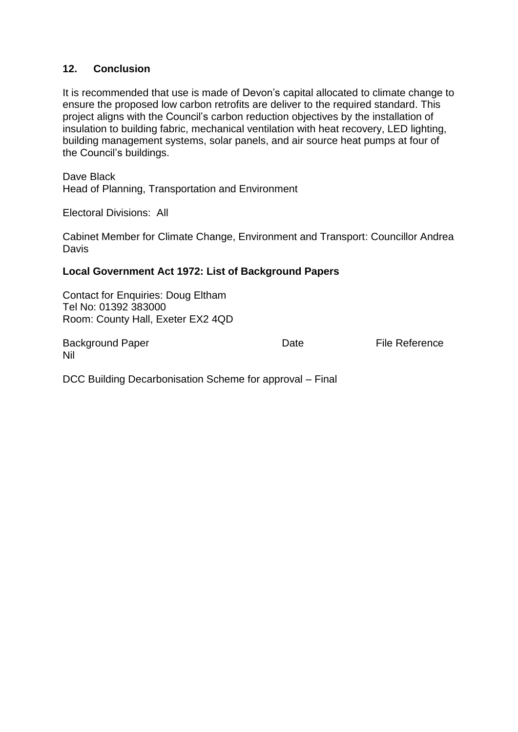## 12. Conclusion

It is recommended that use is made of Devon's capital allocated to climate change to ensure the proposed low carbon retrofits are deliver to the required standard. This project aligns with the Council's carbon reduction objectives by the installation of insulation to building fabric, mechanical ventilation with heat recovery, LED lighting, building management systems, solar panels, and air source heat pumps at four of the Council's buildings.

Dave Black
Head of Planning, Transportation and Environment

Electoral Divisions: All

Cabinet Member for Climate Change, Environment and Transport: Councillor Andrea Davis

**Local Government Act 1972: List of Background Papers**

Contact for Enquiries: Doug Eltham
Tel No: 01392 383000
Room: County Hall, Exeter EX2 4QD

| Background Paper | Date | File Reference |
|---|---|---|
| Nil | | |

DCC Building Decarbonisation Scheme for approval – Final